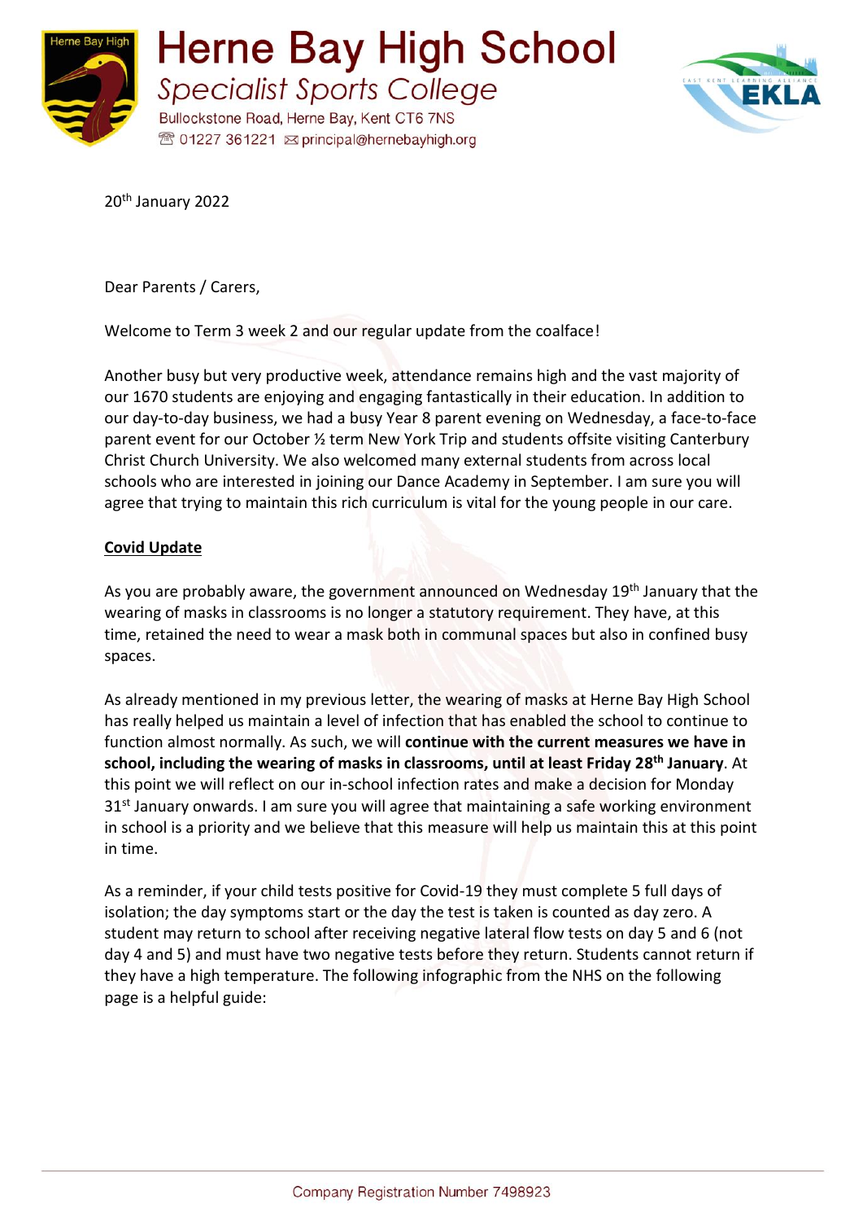# Herne Bay High School

*Specialist Sports College*

Bullockstone Road, Herne Bay, Kent CT6 7NS

01227 361221 principal@hernebayhigh.org

20th January 2022

Dear Parents / Carers,

Welcome to Term 3 week 2 and our regular update from the coalface!

Another busy but very productive week, attendance remains high and the vast majority of our 1670 students are enjoying and engaging fantastically in their education. In addition to our day-to-day business, we had a busy Year 8 parent evening on Wednesday, a face-to-face parent event for our October ½ term New York Trip and students offsite visiting Canterbury Christ Church University. We also welcomed many external students from across local schools who are interested in joining our Dance Academy in September. I am sure you will agree that trying to maintain this rich curriculum is vital for the young people in our care.

## Covid Update

As you are probably aware, the government announced on Wednesday 19th January that the wearing of masks in classrooms is no longer a statutory requirement. They have, at this time, retained the need to wear a mask both in communal spaces but also in confined busy spaces.

As already mentioned in my previous letter, the wearing of masks at Herne Bay High School has really helped us maintain a level of infection that has enabled the school to continue to function almost normally. As such, we will **continue with the current measures we have in school, including the wearing of masks in classrooms, until at least Friday 28th January**. At this point we will reflect on our in-school infection rates and make a decision for Monday 31st January onwards. I am sure you will agree that maintaining a safe working environment in school is a priority and we believe that this measure will help us maintain this at this point in time.

As a reminder, if your child tests positive for Covid-19 they must complete 5 full days of isolation; the day symptoms start or the day the test is taken is counted as day zero. A student may return to school after receiving negative lateral flow tests on day 5 and 6 (not day 4 and 5) and must have two negative tests before they return. Students cannot return if they have a high temperature. The following infographic from the NHS on the following page is a helpful guide:

Company Registration Number 7498923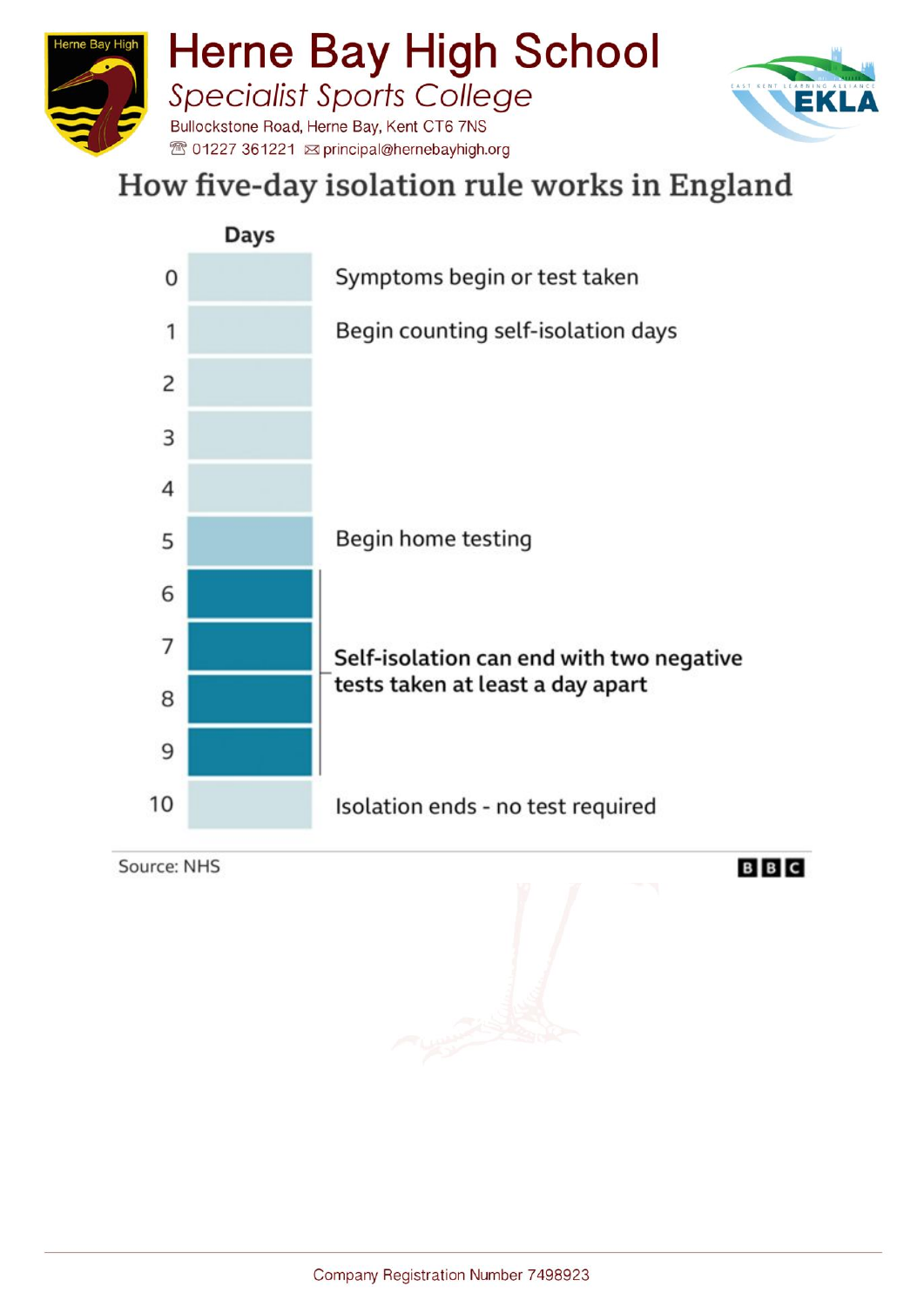# How five-day isolation rule works in England

| Days | |
|---|---|
| 0 | Symptoms begin or test taken |
| 1 | Begin counting self-isolation days |
| 2 | |
| 3 | |
| 4 | |
| 5 | Begin home testing |
| 6 | Self-isolation can end with two negative tests taken at least a day apart |
| 7 | Self-isolation can end with two negative tests taken at least a day apart |
| 8 | Self-isolation can end with two negative tests taken at least a day apart |
| 9 | Self-isolation can end with two negative tests taken at least a day apart |
| 10 | Isolation ends - no test required |

Source: NHS

BBC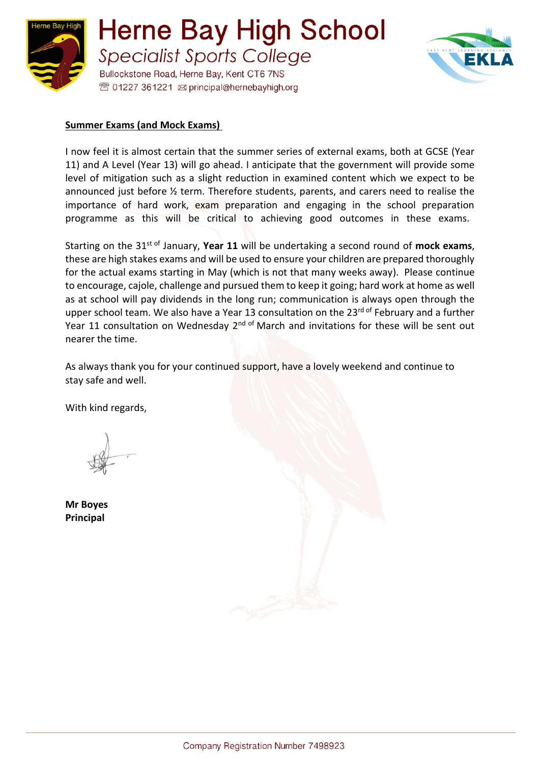# Herne Bay High School

*Specialist Sports College*

Bullockstone Road, Herne Bay, Kent CT6 7NS

01227 361221 principal@hernebayhigh.org

**Summer Exams (and Mock Exams)**

I now feel it is almost certain that the summer series of external exams, both at GCSE (Year 11) and A Level (Year 13) will go ahead. I anticipate that the government will provide some level of mitigation such as a slight reduction in examined content which we expect to be announced just before ½ term. Therefore students, parents, and carers need to realise the importance of hard work, exam preparation and engaging in the school preparation programme as this will be critical to achieving good outcomes in these exams.

Starting on the 31st of January, **Year 11** will be undertaking a second round of **mock exams**, these are high stakes exams and will be used to ensure your children are prepared thoroughly for the actual exams starting in May (which is not that many weeks away). Please continue to encourage, cajole, challenge and pursued them to keep it going; hard work at home as well as at school will pay dividends in the long run; communication is always open through the upper school team. We also have a Year 13 consultation on the 23rd of February and a further Year 11 consultation on Wednesday 2nd of March and invitations for these will be sent out nearer the time.

As always thank you for your continued support, have a lovely weekend and continue to stay safe and well.

With kind regards,

**Mr Boyes**
**Principal**

Company Registration Number 7498923